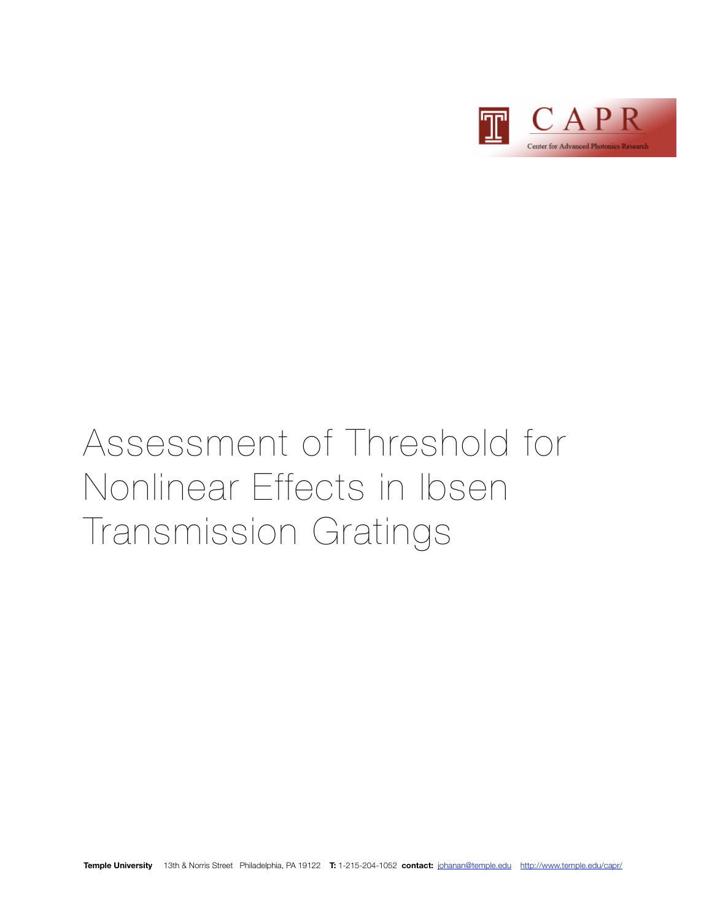CAPR

Center for Advanced Photonics Research

# Assessment of Threshold for Nonlinear Effects in Ibsen Transmission Gratings

**Temple University** 13th & Norris Street Philadelphia, PA 19122 **T:** 1-215-204-1052 **contact:** johanan@temple.edu http://www.temple.edu/capr/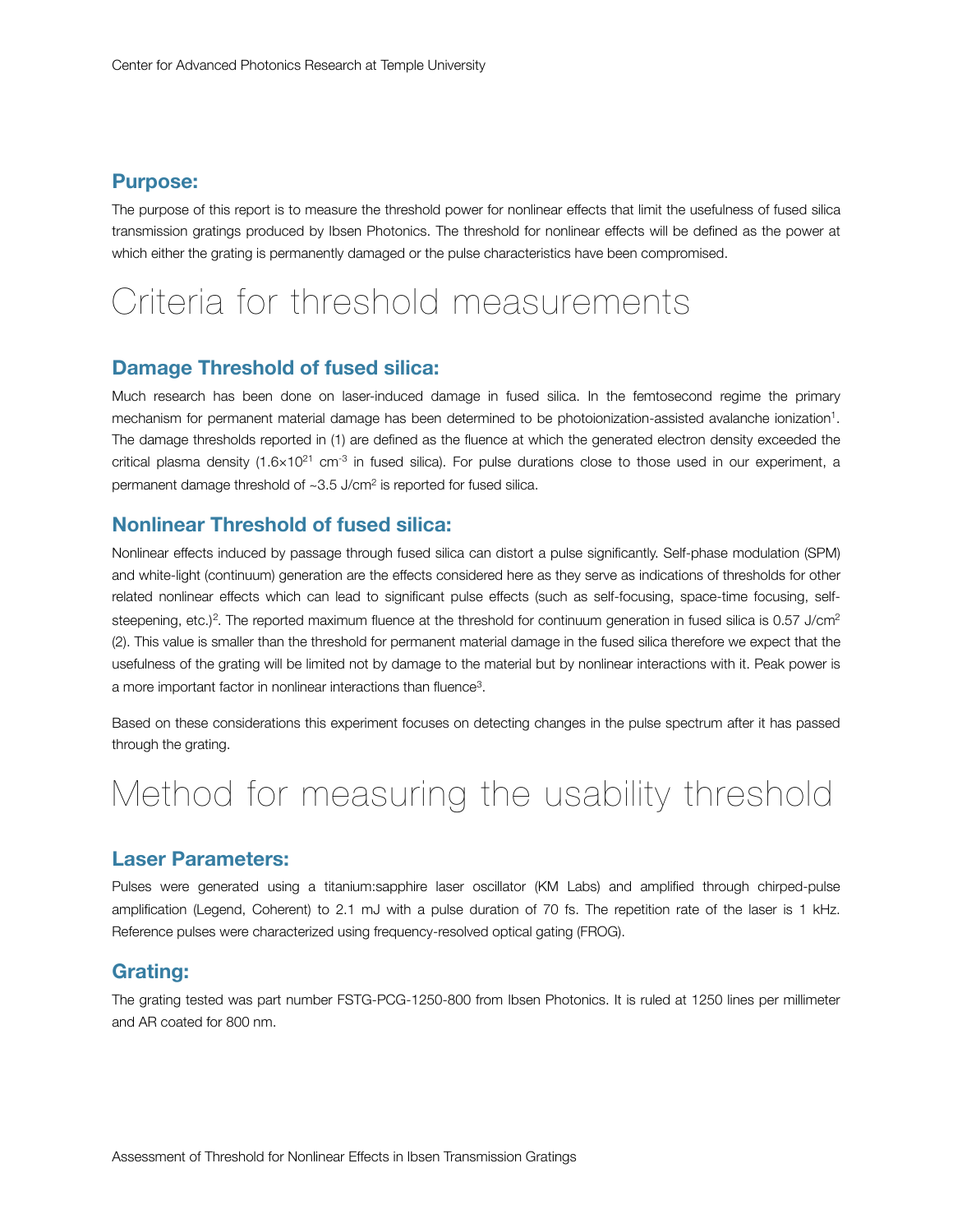## Purpose:

The purpose of this report is to measure the threshold power for nonlinear effects that limit the usefulness of fused silica transmission gratings produced by Ibsen Photonics. The threshold for nonlinear effects will be defined as the power at which either the grating is permanently damaged or the pulse characteristics have been compromised.

# Criteria for threshold measurements

## Damage Threshold of fused silica:

Much research has been done on laser-induced damage in fused silica. In the femtosecond regime the primary mechanism for permanent material damage has been determined to be photoionization-assisted avalanche ionization[1]. The damage thresholds reported in (1) are defined as the fluence at which the generated electron density exceeded the critical plasma density ($1.6\times10^{21}$ $cm^{-3}$ in fused silica). For pulse durations close to those used in our experiment, a permanent damage threshold of ~3.5 $J/cm^2$ is reported for fused silica.

## Nonlinear Threshold of fused silica:

Nonlinear effects induced by passage through fused silica can distort a pulse significantly. Self-phase modulation (SPM) and white-light (continuum) generation are the effects considered here as they serve as indications of thresholds for other related nonlinear effects which can lead to significant pulse effects (such as self-focusing, space-time focusing, self-steepening, etc.)[2]. The reported maximum fluence at the threshold for continuum generation in fused silica is 0.57 $J/cm^2$ (2). This value is smaller than the threshold for permanent material damage in the fused silica therefore we expect that the usefulness of the grating will be limited not by damage to the material but by nonlinear interactions with it. Peak power is a more important factor in nonlinear interactions than fluence[3].

Based on these considerations this experiment focuses on detecting changes in the pulse spectrum after it has passed through the grating.

# Method for measuring the usability threshold

## Laser Parameters:

Pulses were generated using a titanium:sapphire laser oscillator (KM Labs) and amplified through chirped-pulse amplification (Legend, Coherent) to 2.1 mJ with a pulse duration of 70 fs. The repetition rate of the laser is 1 kHz. Reference pulses were characterized using frequency-resolved optical gating (FROG).

## Grating:

The grating tested was part number FSTG-PCG-1250-800 from Ibsen Photonics. It is ruled at 1250 lines per millimeter and AR coated for 800 nm.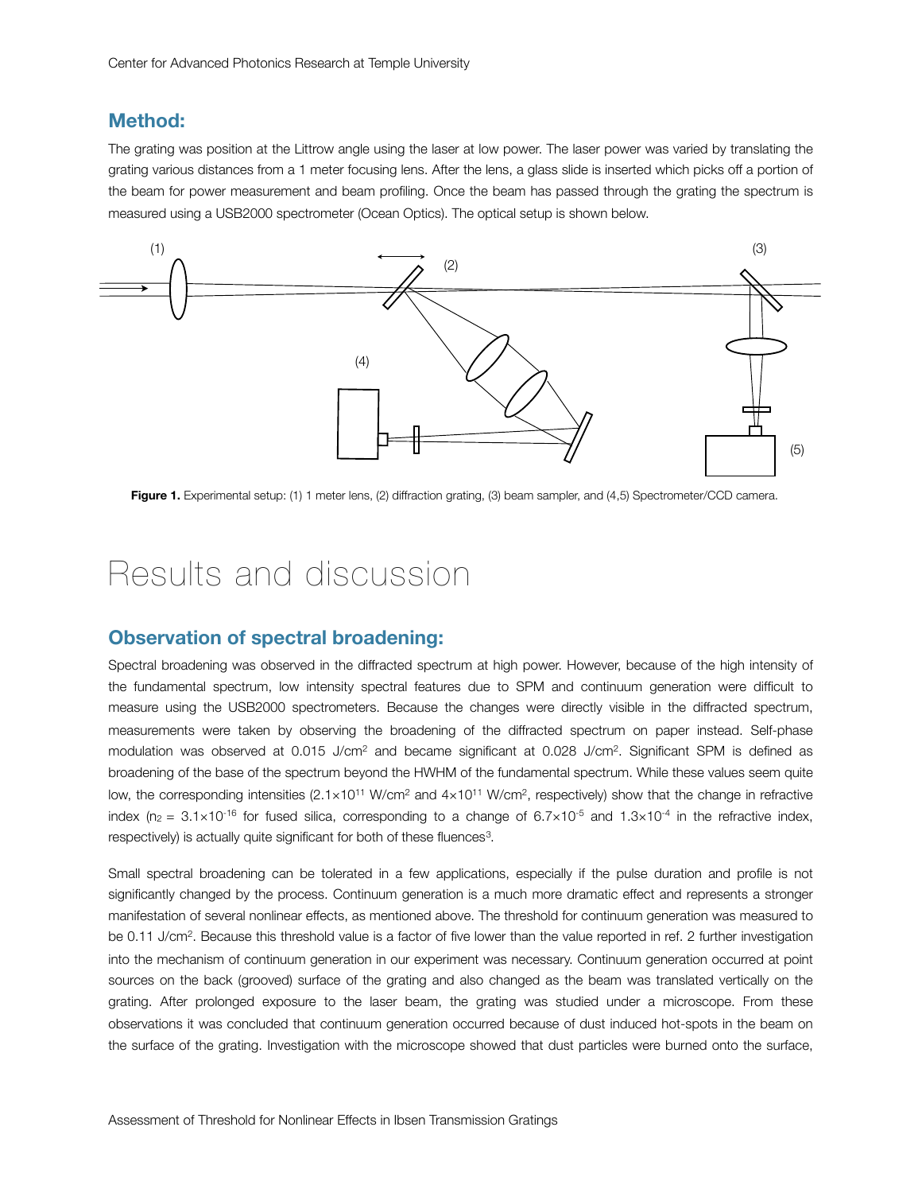## Method:

The grating was position at the Littrow angle using the laser at low power. The laser power was varied by translating the grating various distances from a 1 meter focusing lens. After the lens, a glass slide is inserted which picks off a portion of the beam for power measurement and beam profiling. Once the beam has passed through the grating the spectrum is measured using a USB2000 spectrometer (Ocean Optics). The optical setup is shown below.

**Figure 1.** Experimental setup: (1) 1 meter lens, (2) diffraction grating, (3) beam sampler, and (4,5) Spectrometer/CCD camera.

# Results and discussion

## Observation of spectral broadening:

Spectral broadening was observed in the diffracted spectrum at high power. However, because of the high intensity of the fundamental spectrum, low intensity spectral features due to SPM and continuum generation were difficult to measure using the USB2000 spectrometers. Because the changes were directly visible in the diffracted spectrum, measurements were taken by observing the broadening of the diffracted spectrum on paper instead. Self-phase modulation was observed at 0.015 J/cm$^2$ and became significant at 0.028 J/cm$^2$. Significant SPM is defined as broadening of the base of the spectrum beyond the HWHM of the fundamental spectrum. While these values seem quite low, the corresponding intensities ($2.1\times10^{11}$ W/cm$^2$ and $4\times10^{11}$ W/cm$^2$, respectively) show that the change in refractive index ($n_2 = 3.1\times10^{-16}$ for fused silica, corresponding to a change of $6.7\times10^{-5}$ and $1.3\times10^{-4}$ in the refractive index, respectively) is actually quite significant for both of these fluences[3].

Small spectral broadening can be tolerated in a few applications, especially if the pulse duration and profile is not significantly changed by the process. Continuum generation is a much more dramatic effect and represents a stronger manifestation of several nonlinear effects, as mentioned above. The threshold for continuum generation was measured to be 0.11 J/cm$^2$. Because this threshold value is a factor of five lower than the value reported in ref. 2 further investigation into the mechanism of continuum generation in our experiment was necessary. Continuum generation occurred at point sources on the back (grooved) surface of the grating and also changed as the beam was translated vertically on the grating. After prolonged exposure to the laser beam, the grating was studied under a microscope. From these observations it was concluded that continuum generation occurred because of dust induced hot-spots in the beam on the surface of the grating. Investigation with the microscope showed that dust particles were burned onto the surface,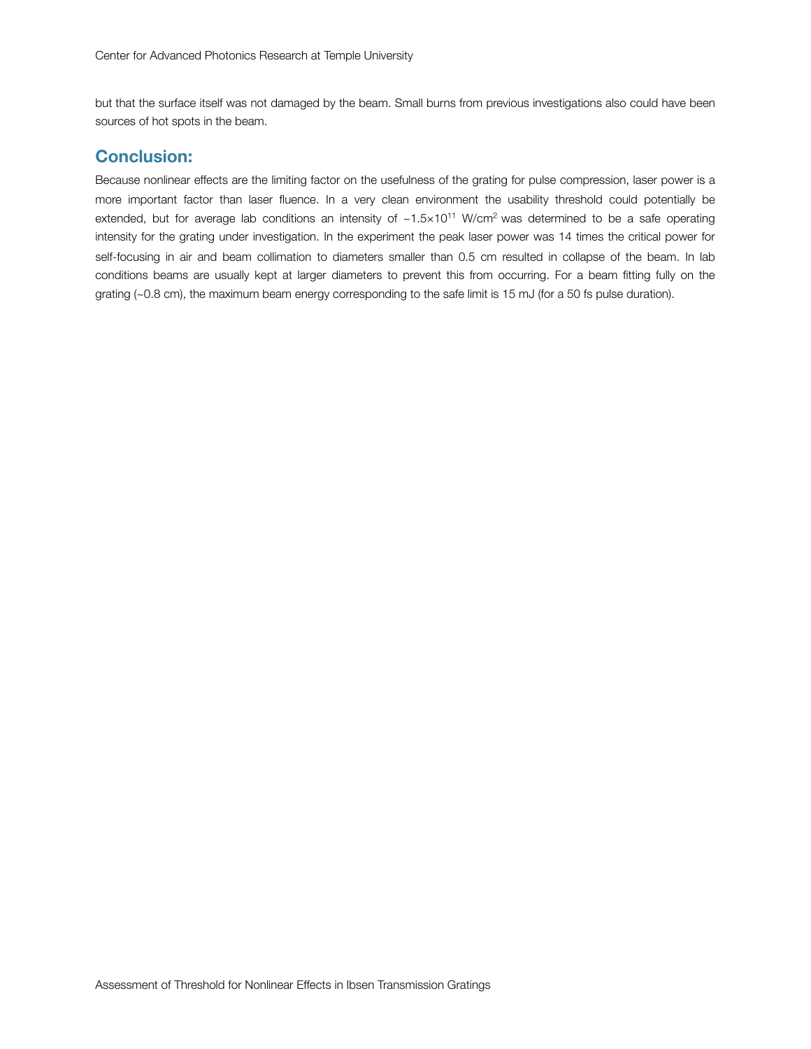but that the surface itself was not damaged by the beam. Small burns from previous investigations also could have been sources of hot spots in the beam.

## Conclusion:

Because nonlinear effects are the limiting factor on the usefulness of the grating for pulse compression, laser power is a more important factor than laser fluence. In a very clean environment the usability threshold could potentially be extended, but for average lab conditions an intensity of ~$1.5\times10^{11}$ W/cm$^2$ was determined to be a safe operating intensity for the grating under investigation. In the experiment the peak laser power was 14 times the critical power for self-focusing in air and beam collimation to diameters smaller than 0.5 cm resulted in collapse of the beam. In lab conditions beams are usually kept at larger diameters to prevent this from occurring. For a beam fitting fully on the grating (~0.8 cm), the maximum beam energy corresponding to the safe limit is 15 mJ (for a 50 fs pulse duration).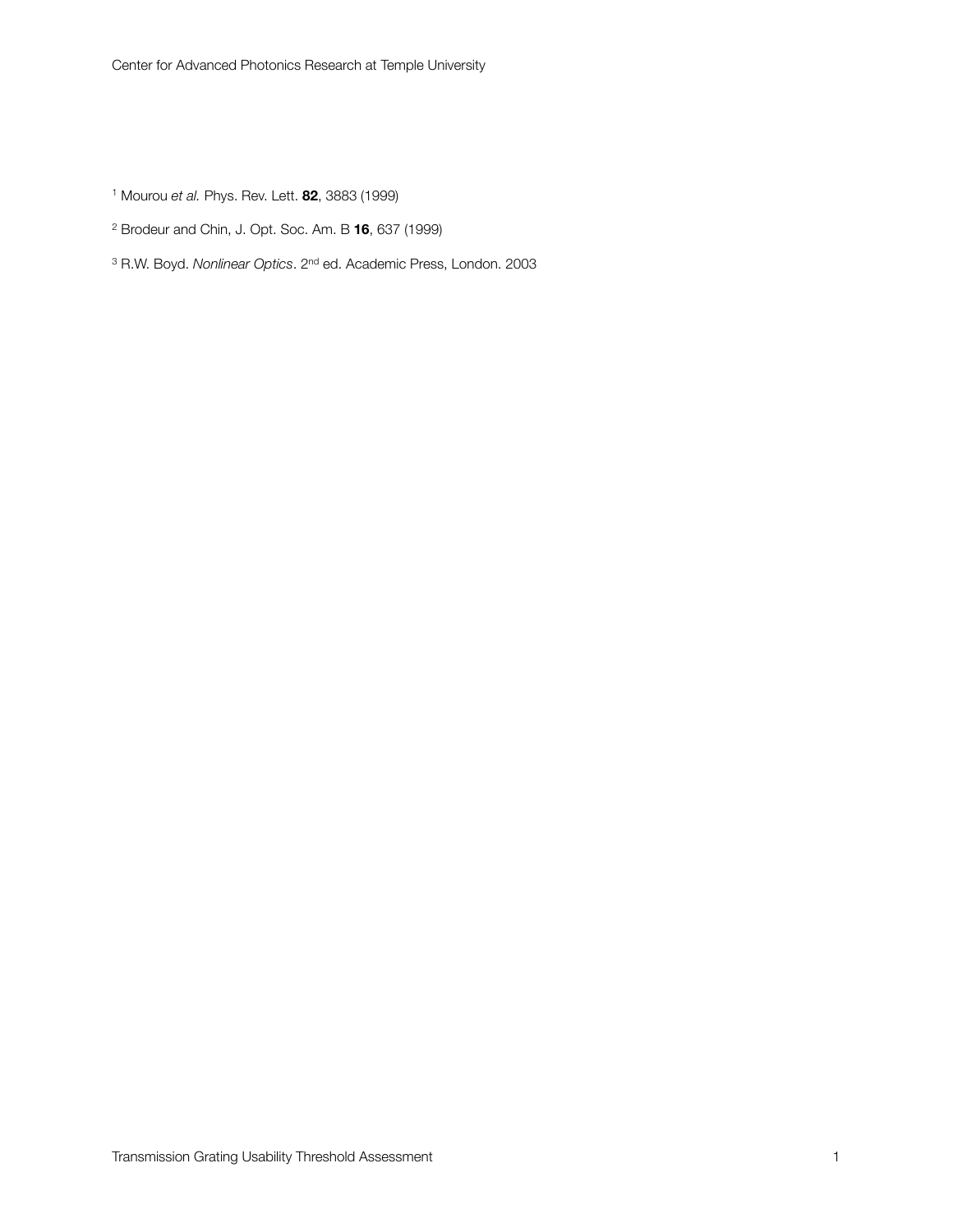[1] Mourou *et al.* Phys. Rev. Lett. **82**, 3883 (1999)

[2] Brodeur and Chin, J. Opt. Soc. Am. B **16**, 637 (1999)

[3] R.W. Boyd. *Nonlinear Optics*. 2nd ed. Academic Press, London. 2003